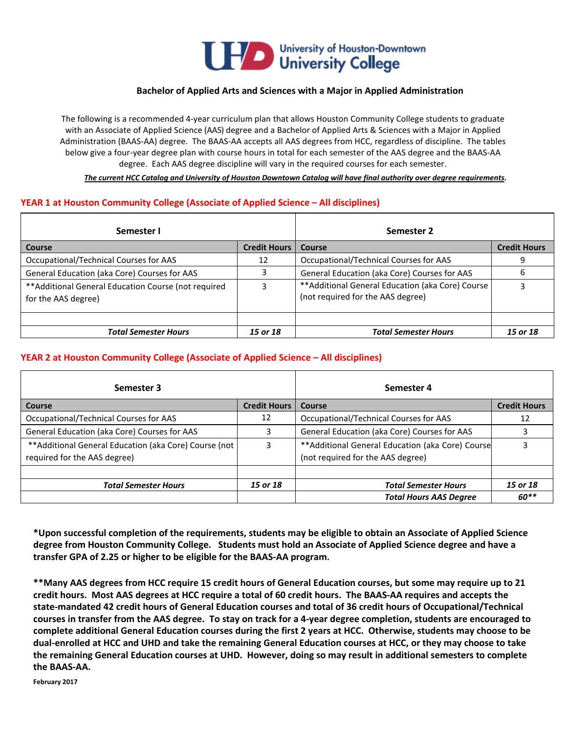University of Houston-Downtown
University College

## Bachelor of Applied Arts and Sciences with a Major in Applied Administration

The following is a recommended 4-year curriculum plan that allows Houston Community College students to graduate with an Associate of Applied Science (AAS) degree and a Bachelor of Applied Arts & Sciences with a Major in Applied Administration (BAAS-AA) degree. The BAAS-AA accepts all AAS degrees from HCC, regardless of discipline. The tables below give a four-year degree plan with course hours in total for each semester of the AAS degree and the BAAS-AA degree. Each AAS degree discipline will vary in the required courses for each semester.

***The current HCC Catalog and University of Houston Downtown Catalog will have final authority over degree requirements.***

### YEAR 1 at Houston Community College (Associate of Applied Science – All disciplines)

| Semester I | | Semester 2 | |
|---|---|---|---|
| **Course** | **Credit Hours** | **Course** | **Credit Hours** |
| Occupational/Technical Courses for AAS | 12 | Occupational/Technical Courses for AAS | 9 |
| General Education (aka Core) Courses for AAS | 3 | General Education (aka Core) Courses for AAS | 6 |
| **Additional General Education Course (not required for the AAS degree) | 3 | **Additional General Education (aka Core) Course (not required for the AAS degree) | 3 |
| | | | |
| ***Total Semester Hours*** | ***15 or 18*** | ***Total Semester Hours*** | ***15 or 18*** |

### YEAR 2 at Houston Community College (Associate of Applied Science – All disciplines)

| Semester 3 | | Semester 4 | |
|---|---|---|---|
| **Course** | **Credit Hours** | **Course** | **Credit Hours** |
| Occupational/Technical Courses for AAS | 12 | Occupational/Technical Courses for AAS | 12 |
| General Education (aka Core) Courses for AAS | 3 | General Education (aka Core) Courses for AAS | 3 |
| **Additional General Education (aka Core) Course (not required for the AAS degree) | 3 | **Additional General Education (aka Core) Course (not required for the AAS degree) | 3 |
| | | | |
| ***Total Semester Hours*** | ***15 or 18*** | ***Total Semester Hours*** | ***15 or 18*** |
| | | ***Total Hours AAS Degree*** | ***60**** |

**\*Upon successful completion of the requirements, students may be eligible to obtain an Associate of Applied Science degree from Houston Community College. Students must hold an Associate of Applied Science degree and have a transfer GPA of 2.25 or higher to be eligible for the BAAS-AA program.**

**\*\*Many AAS degrees from HCC require 15 credit hours of General Education courses, but some may require up to 21 credit hours. Most AAS degrees at HCC require a total of 60 credit hours. The BAAS-AA requires and accepts the state-mandated 42 credit hours of General Education courses and total of 36 credit hours of Occupational/Technical courses in transfer from the AAS degree. To stay on track for a 4-year degree completion, students are encouraged to complete additional General Education courses during the first 2 years at HCC. Otherwise, students may choose to be dual-enrolled at HCC and UHD and take the remaining General Education courses at HCC, or they may choose to take the remaining General Education courses at UHD. However, doing so may result in additional semesters to complete the BAAS-AA.**

**February 2017**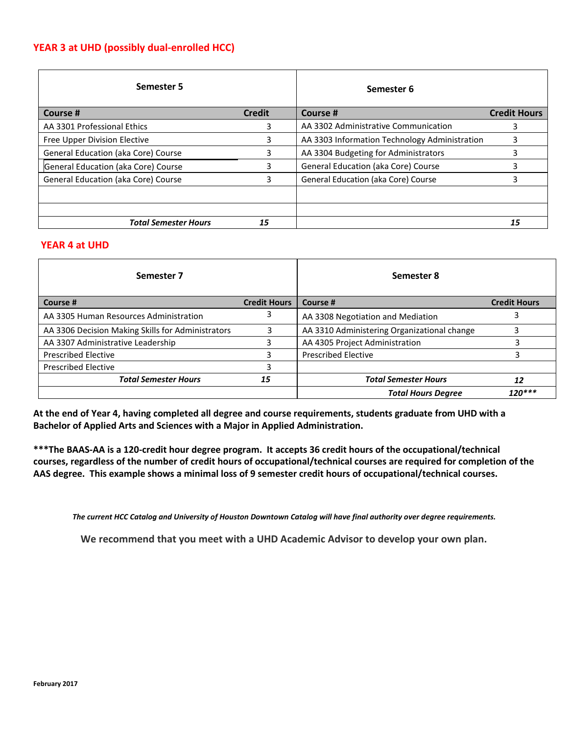## YEAR 3 at UHD (possibly dual-enrolled HCC)

| Semester 5 | | Semester 6 | |
|---|---|---|---|
| **Course #** | **Credit** | **Course #** | **Credit Hours** |
| AA 3301 Professional Ethics | 3 | AA 3302 Administrative Communication | 3 |
| Free Upper Division Elective | 3 | AA 3303 Information Technology Administration | 3 |
| General Education (aka Core) Course | 3 | AA 3304 Budgeting for Administrators | 3 |
| General Education (aka Core) Course | 3 | General Education (aka Core) Course | 3 |
| General Education (aka Core) Course | 3 | General Education (aka Core) Course | 3 |
| | | | |
| | | | |
| ***Total Semester Hours*** | ***15*** | | ***15*** |

## YEAR 4 at UHD

| Semester 7 | | Semester 8 | |
|---|---|---|---|
| **Course #** | **Credit Hours** | **Course #** | **Credit Hours** |
| AA 3305 Human Resources Administration | 3 | AA 3308 Negotiation and Mediation | 3 |
| AA 3306 Decision Making Skills for Administrators | 3 | AA 3310 Administering Organizational change | 3 |
| AA 3307 Administrative Leadership | 3 | AA 4305 Project Administration | 3 |
| Prescribed Elective | 3 | Prescribed Elective | 3 |
| Prescribed Elective | 3 | | |
| ***Total Semester Hours*** | ***15*** | ***Total Semester Hours*** | ***12*** |
| | | ***Total Hours Degree*** | ***120**** |

**At the end of Year 4, having completed all degree and course requirements, students graduate from UHD with a Bachelor of Applied Arts and Sciences with a Major in Applied Administration.**

*****The BAAS-AA is a 120-credit hour degree program. It accepts 36 credit hours of the occupational/technical courses, regardless of the number of credit hours of occupational/technical courses are required for completion of the AAS degree. This example shows a minimal loss of 9 semester credit hours of occupational/technical courses.**

***The current HCC Catalog and University of Houston Downtown Catalog will have final authority over degree requirements.***

**We recommend that you meet with a UHD Academic Advisor to develop your own plan.**

**February 2017**